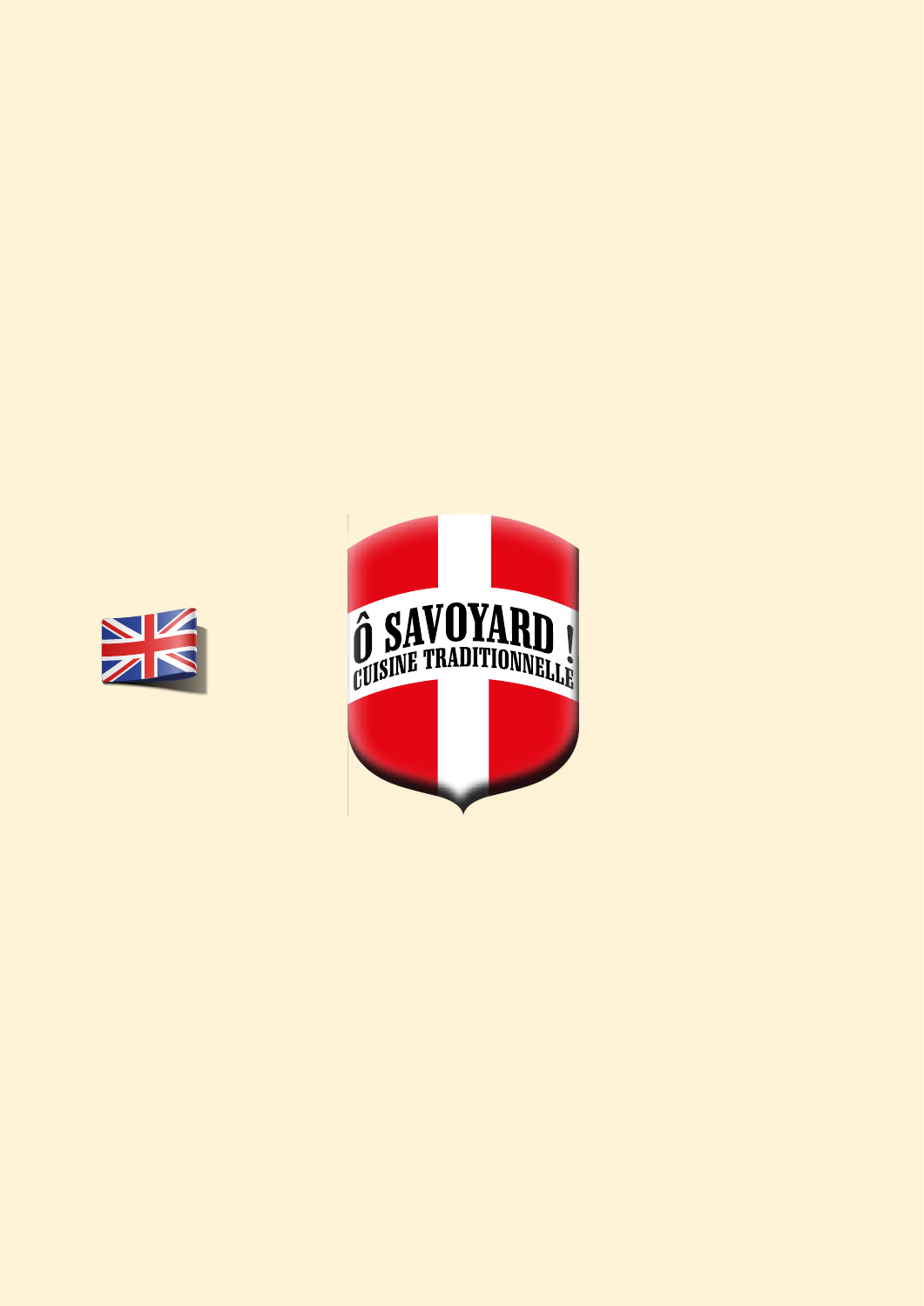# Ô SAVOYARD !

## CUISINE TRADITIONNELLE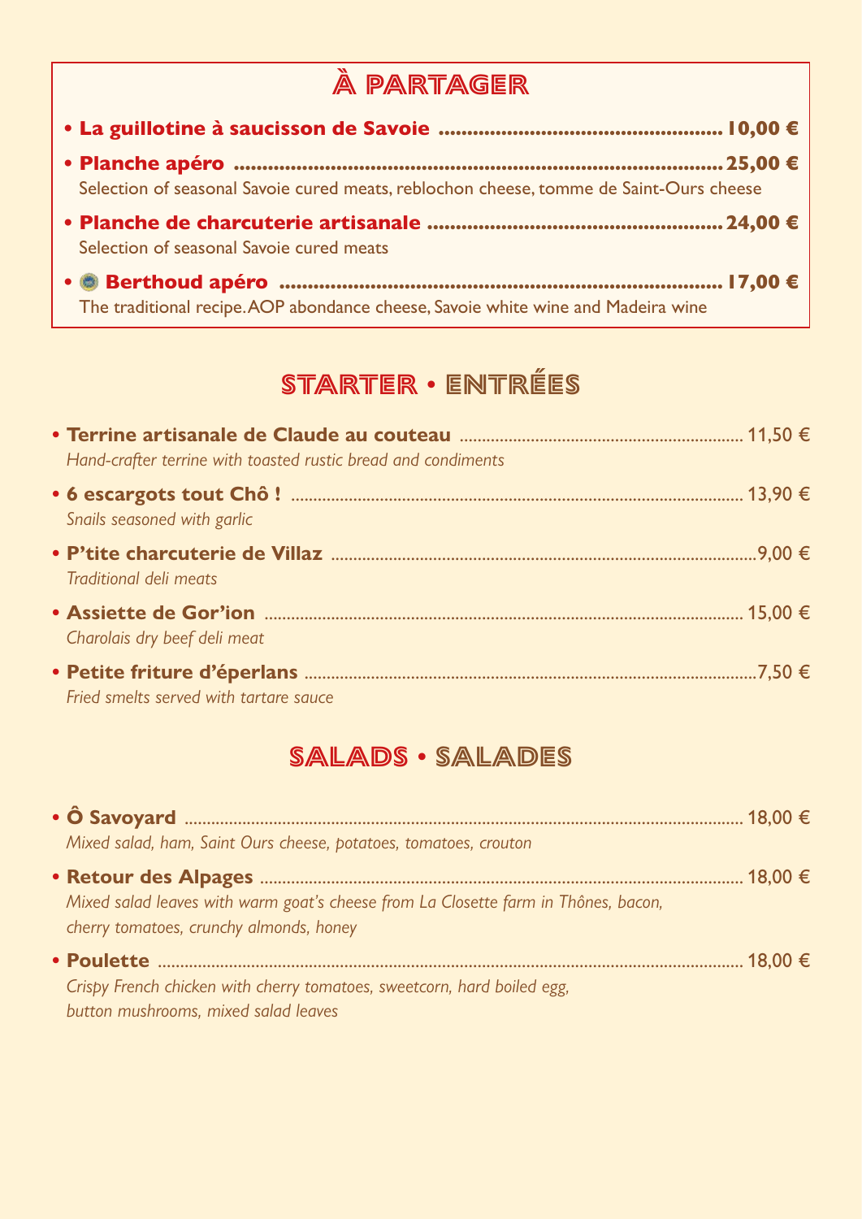# À PARTAGER

- **La guillotine à saucisson de Savoie** ........ **10,00 €**
- **Planche apéro** ........ **25,00 €**
  Selection of seasonal Savoie cured meats, reblochon cheese, tomme de Saint-Ours cheese
- **Planche de charcuterie artisanale** ........ **24,00 €**
  Selection of seasonal Savoie cured meats
- **Berthoud apéro** ........ **17,00 €**
  The traditional recipe. AOP abondance cheese, Savoie white wine and Madeira wine

# STARTER • ENTRÉES

- **Terrine artisanale de Claude au couteau** ........ 11,50 €
  *Hand-crafter terrine with toasted rustic bread and condiments*
- **6 escargots tout Chô !** ........ 13,90 €
  *Snails seasoned with garlic*
- **P'tite charcuterie de Villaz** ........ 9,00 €
  *Traditional deli meats*
- **Assiette de Gor'ion** ........ 15,00 €
  *Charolais dry beef deli meat*
- **Petite friture d'éperlans** ........ 7,50 €
  *Fried smelts served with tartare sauce*

# SALADS • SALADES

- **Ô Savoyard** ........ 18,00 €
  *Mixed salad, ham, Saint Ours cheese, potatoes, tomatoes, crouton*
- **Retour des Alpages** ........ 18,00 €
  *Mixed salad leaves with warm goat's cheese from La Closette farm in Thônes, bacon, cherry tomatoes, crunchy almonds, honey*
- **Poulette** ........ 18,00 €
  *Crispy French chicken with cherry tomatoes, sweetcorn, hard boiled egg, button mushrooms, mixed salad leaves*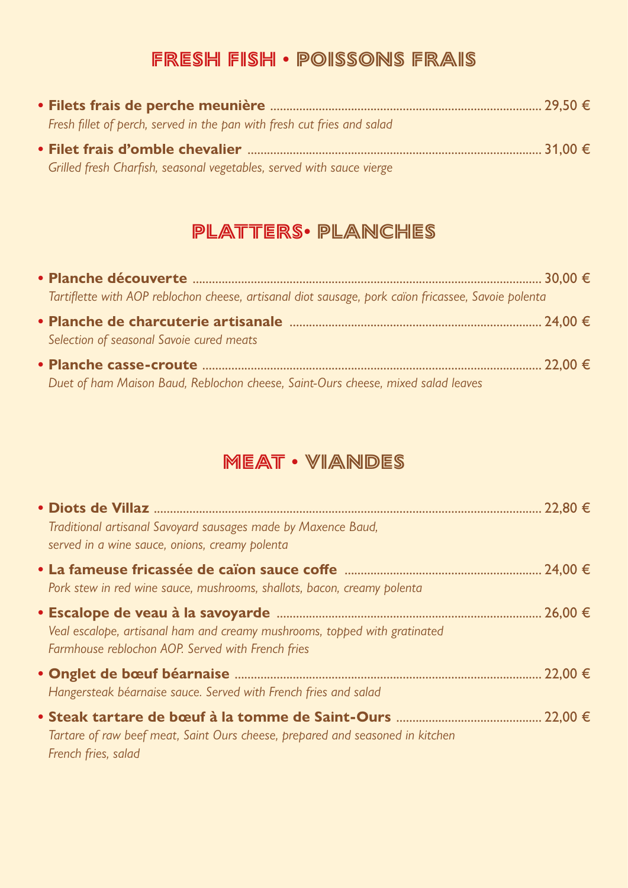## FRESH FISH • POISSONS FRAIS

- **Filets frais de perche meunière** .......... 29,50 €
  *Fresh fillet of perch, served in the pan with fresh cut fries and salad*
- **Filet frais d'omble chevalier** .......... 31,00 €
  *Grilled fresh Charfish, seasonal vegetables, served with sauce vierge*

## PLATTERS• PLANCHES

- **Planche découverte** .......... 30,00 €
  *Tartiflette with AOP reblochon cheese, artisanal diot sausage, pork caïon fricassee, Savoie polenta*
- **Planche de charcuterie artisanale** .......... 24,00 €
  *Selection of seasonal Savoie cured meats*
- **Planche casse-croute** .......... 22,00 €
  *Duet of ham Maison Baud, Reblochon cheese, Saint-Ours cheese, mixed salad leaves*

## MEAT • VIANDES

- **Diots de Villaz** .......... 22,80 €
  *Traditional artisanal Savoyard sausages made by Maxence Baud, served in a wine sauce, onions, creamy polenta*
- **La fameuse fricassée de caïon sauce coffe** .......... 24,00 €
  *Pork stew in red wine sauce, mushrooms, shallots, bacon, creamy polenta*
- **Escalope de veau à la savoyarde** .......... 26,00 €
  *Veal escalope, artisanal ham and creamy mushrooms, topped with gratinated Farmhouse reblochon AOP. Served with French fries*
- **Onglet de bœuf béarnaise** .......... 22,00 €
  *Hangersteak béarnaise sauce. Served with French fries and salad*
- **Steak tartare de bœuf à la tomme de Saint-Ours** .......... 22,00 €
  *Tartare of raw beef meat, Saint Ours cheese, prepared and seasoned in kitchen French fries, salad*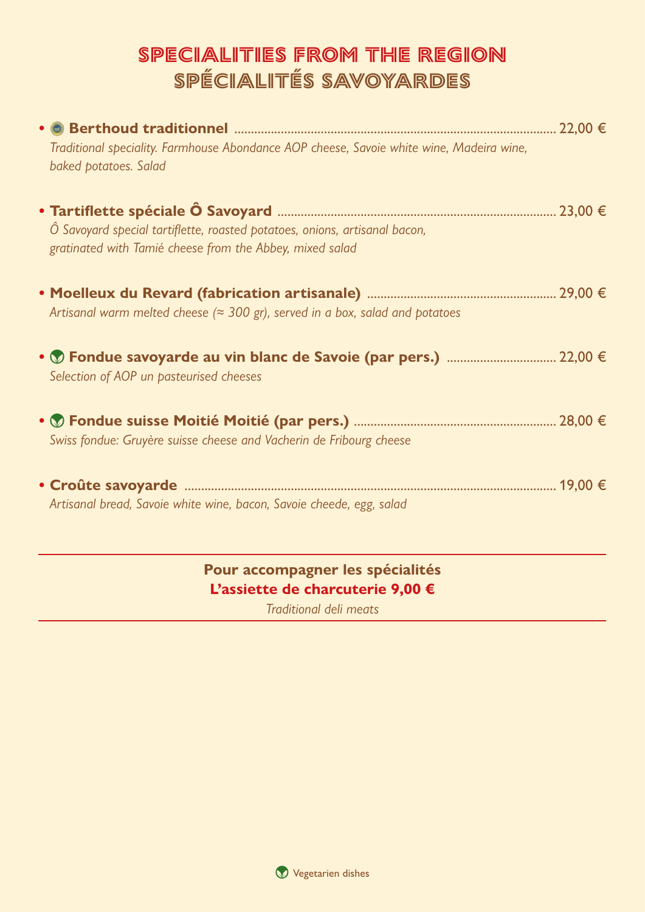# SPECIALITIES FROM THE REGION
# SPÉCIALITÉS SAVOYARDES

- **Berthoud traditionnel** ........ 22,00 €
  *Traditional speciality. Farmhouse Abondance AOP cheese, Savoie white wine, Madeira wine, baked potatoes. Salad*

- **Tartiflette spéciale Ô Savoyard** ........ 23,00 €
  *Ô Savoyard special tartiflette, roasted potatoes, onions, artisanal bacon, gratinated with Tamié cheese from the Abbey, mixed salad*

- **Moelleux du Revard (fabrication artisanale)** ........ 29,00 €
  *Artisanal warm melted cheese (≈ 300 gr), served in a box, salad and potatoes*

- **Fondue savoyarde au vin blanc de Savoie (par pers.)** ........ 22,00 €
  *Selection of AOP un pasteurised cheeses*

- **Fondue suisse Moitié Moitié (par pers.)** ........ 28,00 €
  *Swiss fondue: Gruyère suisse cheese and Vacherin de Fribourg cheese*

- **Croûte savoyarde** ........ 19,00 €
  *Artisanal bread, Savoie white wine, bacon, Savoie cheede, egg, salad*

---

**Pour accompagner les spécialités**
**L'assiette de charcuterie 9,00 €**
*Traditional deli meats*

---

Vegetarien dishes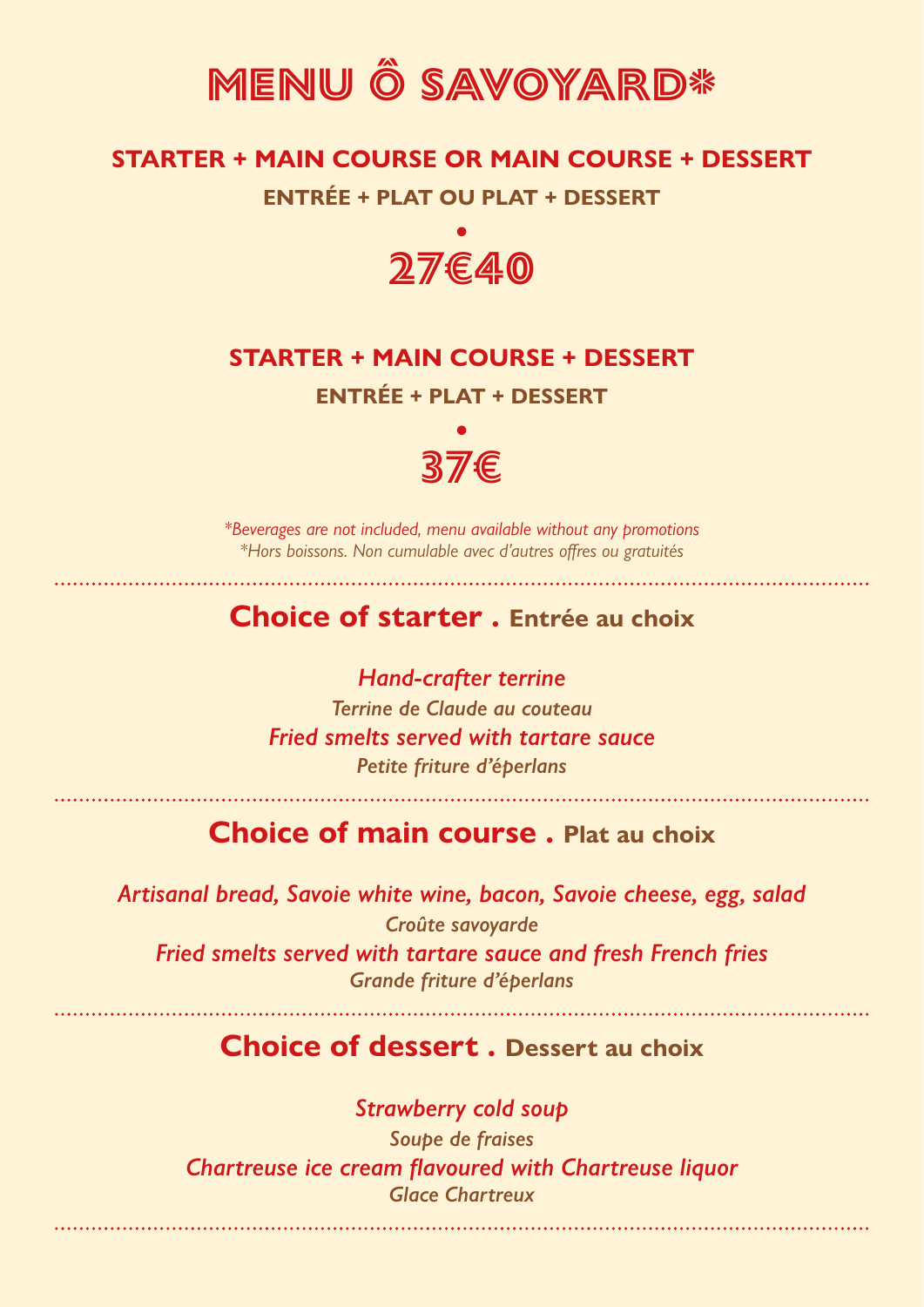# MENU Ô SAVOYARD*

## STARTER + MAIN COURSE OR MAIN COURSE + DESSERT

**ENTRÉE + PLAT OU PLAT + DESSERT**

•

**27€40**

## STARTER + MAIN COURSE + DESSERT

**ENTRÉE + PLAT + DESSERT**

•

**37€**

*\*Beverages are not included, menu available without any promotions*
*\*Hors boissons. Non cumulable avec d'autres offres ou gratuités*

---

## Choice of starter . Entrée au choix

*Hand-crafter terrine*
*Terrine de Claude au couteau*
*Fried smelts served with tartare sauce*
*Petite friture d'éperlans*

---

## Choice of main course . Plat au choix

*Artisanal bread, Savoie white wine, bacon, Savoie cheese, egg, salad*
*Croûte savoyarde*
*Fried smelts served with tartare sauce and fresh French fries*
*Grande friture d'éperlans*

---

## Choice of dessert . Dessert au choix

*Strawberry cold soup*
*Soupe de fraises*
*Chartreuse ice cream flavoured with Chartreuse liquor*
*Glace Chartreux*

---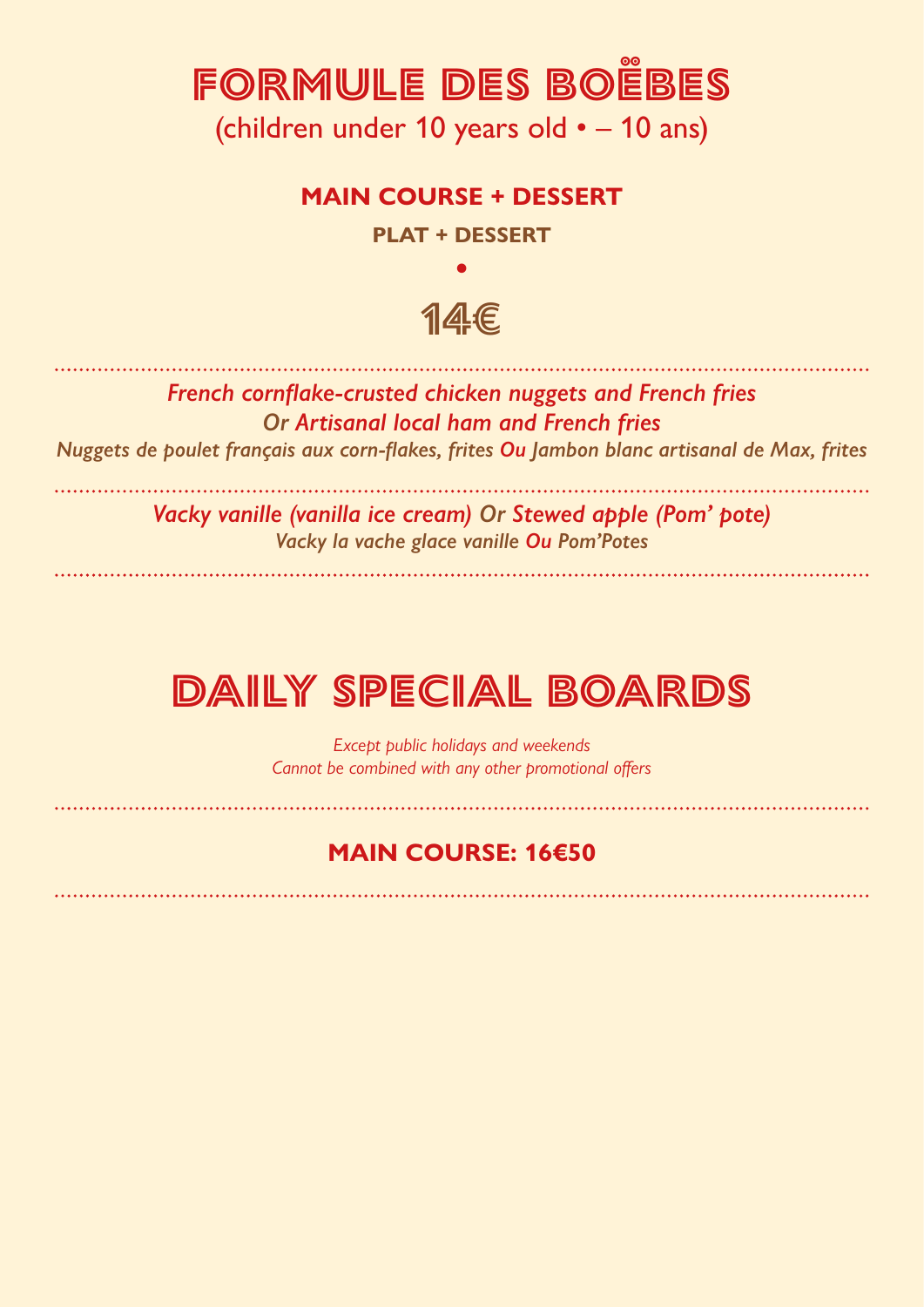# FORMULE DES BOËBES

(children under 10 years old • – 10 ans)

**MAIN COURSE + DESSERT**

**PLAT + DESSERT**

•

## 14€

*French cornflake-crusted chicken nuggets and French fries*
*Or Artisanal local ham and French fries*
*Nuggets de poulet français aux corn-flakes, frites Ou Jambon blanc artisanal de Max, frites*

*Vacky vanille (vanilla ice cream) Or Stewed apple (Pom' pote)*
*Vacky la vache glace vanille Ou Pom'Potes*

# DAILY SPECIAL BOARDS

*Except public holidays and weekends*
*Cannot be combined with any other promotional offers*

**MAIN COURSE: 16€50**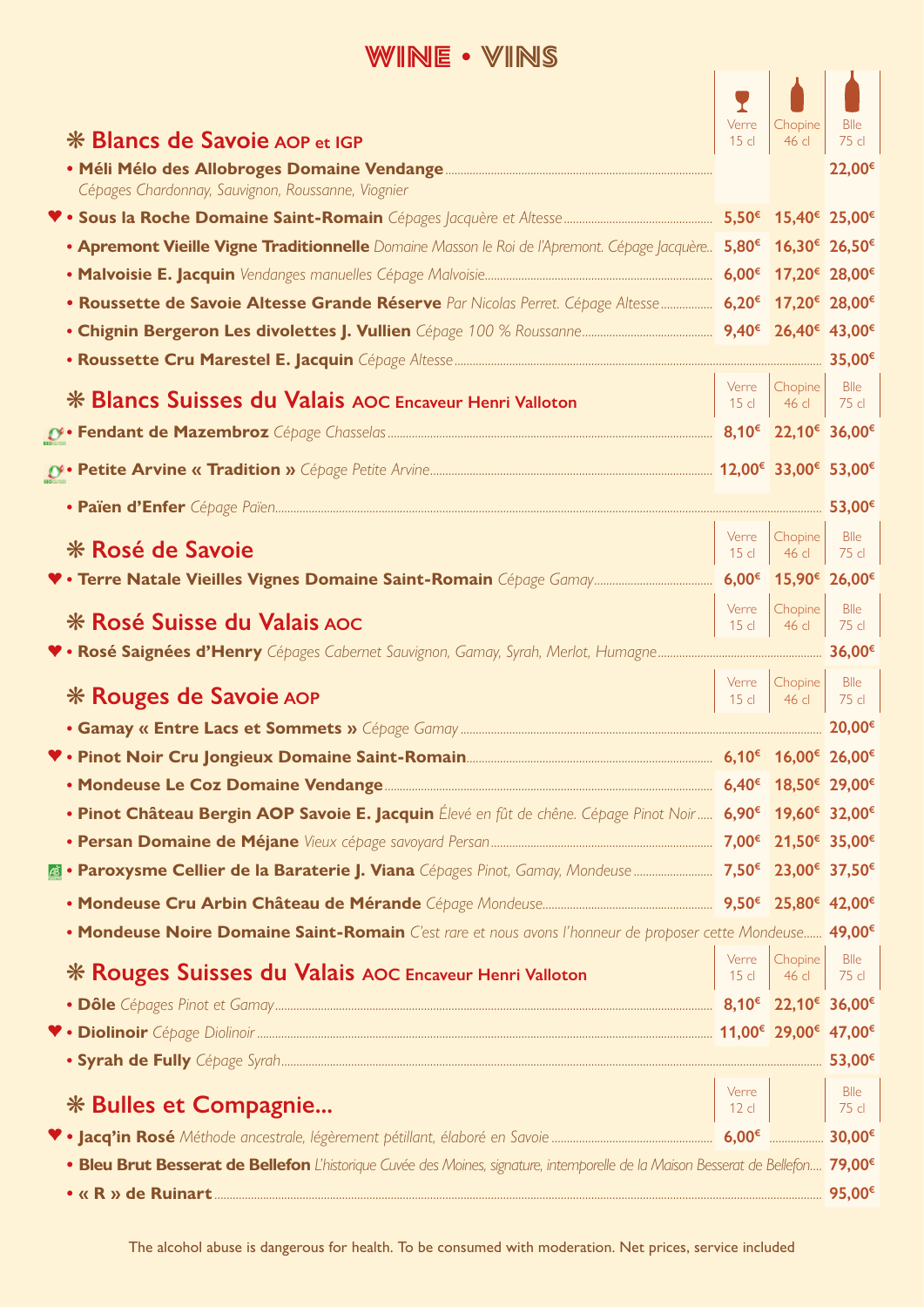# WINE • VINS

## ❋ Blancs de Savoie AOP et IGP

| | Verre 15 cl | Chopine 46 cl | Blle 75 cl |
|---|---|---|---|
| • **Méli Mélo des Allobroges Domaine Vendange** *Cépages Chardonnay, Sauvignon, Roussanne, Viognier* | | | 22,00€ |
| ♥ • **Sous la Roche Domaine Saint-Romain** *Cépages Jacquère et Altesse* | 5,50€ | 15,40€ | 25,00€ |
| • **Apremont Vieille Vigne Traditionnelle** *Domaine Masson le Roi de l'Apremont. Cépage Jacquère.* | 5,80€ | 16,30€ | 26,50€ |
| • **Malvoisie E. Jacquin** *Vendanges manuelles Cépage Malvoisie* | 6,00€ | 17,20€ | 28,00€ |
| • **Roussette de Savoie Altesse Grande Réserve** *Par Nicolas Perret. Cépage Altesse* | 6,20€ | 17,20€ | 28,00€ |
| • **Chignin Bergeron Les divolettes J. Vullien** *Cépage 100 % Roussanne* | 9,40€ | 26,40€ | 43,00€ |
| • **Roussette Cru Marestel E. Jacquin** *Cépage Altesse* | | | 35,00€ |

## ❋ Blancs Suisses du Valais AOC Encaveur Henri Valloton

| | Verre 15 cl | Chopine 46 cl | Blle 75 cl |
|---|---|---|---|
| • **Fendant de Mazembroz** *Cépage Chasselas* | 8,10€ | 22,10€ | 36,00€ |
| • **Petite Arvine « Tradition »** *Cépage Petite Arvine* | 12,00€ | 33,00€ | 53,00€ |
| • **Païen d'Enfer** *Cépage Païen* | | | 53,00€ |

## ❋ Rosé de Savoie

| | Verre 15 cl | Chopine 46 cl | Blle 75 cl |
|---|---|---|---|
| ♥ • **Terre Natale Vieilles Vignes Domaine Saint-Romain** *Cépage Gamay* | 6,00€ | 15,90€ | 26,00€ |

## ❋ Rosé Suisse du Valais AOC

| | Verre 15 cl | Chopine 46 cl | Blle 75 cl |
|---|---|---|---|
| ♥ • **Rosé Saignées d'Henry** *Cépages Cabernet Sauvignon, Gamay, Syrah, Merlot, Humagne* | | | 36,00€ |

## ❋ Rouges de Savoie AOP

| | Verre 15 cl | Chopine 46 cl | Blle 75 cl |
|---|---|---|---|
| • **Gamay « Entre Lacs et Sommets »** *Cépage Gamay* | | | 20,00€ |
| ♥ • **Pinot Noir Cru Jongieux Domaine Saint-Romain** | 6,10€ | 16,00€ | 26,00€ |
| • **Mondeuse Le Coz Domaine Vendange** | 6,40€ | 18,50€ | 29,00€ |
| • **Pinot Château Bergin AOP Savoie E. Jacquin** *Élevé en fût de chêne. Cépage Pinot Noir* | 6,90€ | 19,60€ | 32,00€ |
| • **Persan Domaine de Méjane** *Vieux cépage savoyard Persan* | 7,00€ | 21,50€ | 35,00€ |
| • **Paroxysme Cellier de la Barateríe J. Viana** *Cépages Pinot, Gamay, Mondeuse* | 7,50€ | 23,00€ | 37,50€ |
| • **Mondeuse Cru Arbin Château de Mérande** *Cépage Mondeuse* | 9,50€ | 25,80€ | 42,00€ |
| • **Mondeuse Noire Domaine Saint-Romain** *C'est rare et nous avons l'honneur de proposer cette Mondeuse* | | | 49,00€ |

## ❋ Rouges Suisses du Valais AOC Encaveur Henri Valloton

| | Verre 15 cl | Chopine 46 cl | Blle 75 cl |
|---|---|---|---|
| • **Dôle** *Cépages Pinot et Gamay* | 8,10€ | 22,10€ | 36,00€ |
| ♥ • **Diolinoir** *Cépage Diolinoir* | 11,00€ | 29,00€ | 47,00€ |
| • **Syrah de Fully** *Cépage Syrah* | | | 53,00€ |

## ❋ Bulles et Compagnie...

| | Verre 12 cl | Blle 75 cl |
|---|---|---|
| ♥ • **Jacq'in Rosé** *Méthode ancestrale, légèrement pétillant, élaboré en Savoie* | 6,00€ | 30,00€ |
| • **Bleu Brut Besserat de Bellefon** *L'historique Cuvée des Moines, signature, intemporelle de la Maison Besserat de Bellefon* | | 79,00€ |
| • **« R » de Ruinart** | | 95,00€ |

The alcohol abuse is dangerous for health. To be consumed with moderation. Net prices, service included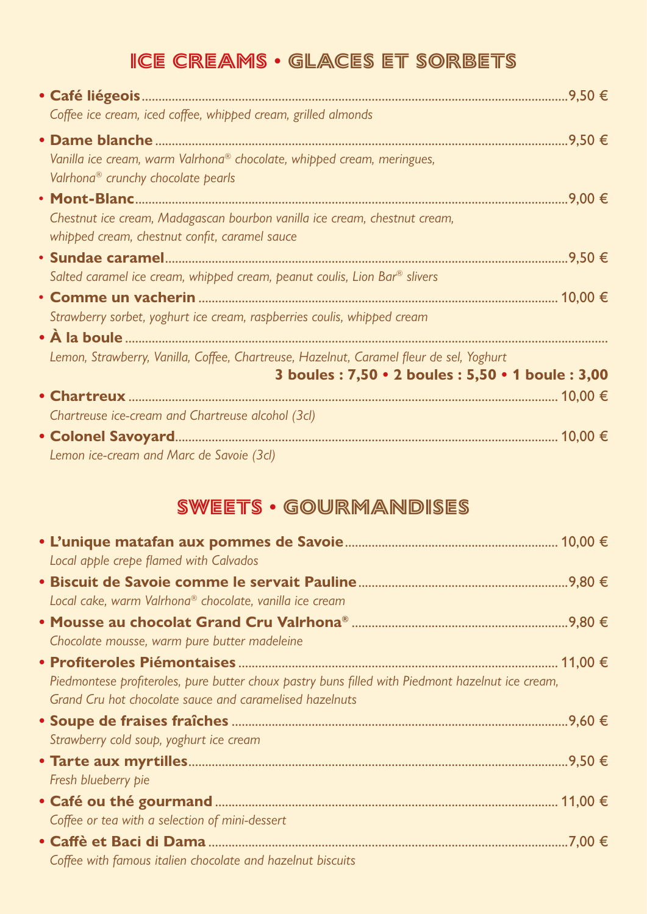# ICE CREAMS • GLACES ET SORBETS

- **Café liégeois** ........ 9,50 €
  *Coffee ice cream, iced coffee, whipped cream, grilled almonds*
- **Dame blanche** ........ 9,50 €
  *Vanilla ice cream, warm Valrhona® chocolate, whipped cream, meringues, Valrhona® crunchy chocolate pearls*
- **Mont-Blanc** ........ 9,00 €
  *Chestnut ice cream, Madagascan bourbon vanilla ice cream, chestnut cream, whipped cream, chestnut confit, caramel sauce*
- **Sundae caramel** ........ 9,50 €
  *Salted caramel ice cream, whipped cream, peanut coulis, Lion Bar® slivers*
- **Comme un vacherin** ........ 10,00 €
  *Strawberry sorbet, yoghurt ice cream, raspberries coulis, whipped cream*
- **À la boule** ........
  *Lemon, Strawberry, Vanilla, Coffee, Chartreuse, Hazelnut, Caramel fleur de sel, Yoghurt*
  **3 boules : 7,50 • 2 boules : 5,50 • 1 boule : 3,00**
- **Chartreux** ........ 10,00 €
  *Chartreuse ice-cream and Chartreuse alcohol (3cl)*
- **Colonel Savoyard** ........ 10,00 €
  *Lemon ice-cream and Marc de Savoie (3cl)*

# SWEETS • GOURMANDISES

- **L'unique matafan aux pommes de Savoie** ........ 10,00 €
  *Local apple crepe flamed with Calvados*
- **Biscuit de Savoie comme le servait Pauline** ........ 9,80 €
  *Local cake, warm Valrhona® chocolate, vanilla ice cream*
- **Mousse au chocolat Grand Cru Valrhona®** ........ 9,80 €
  *Chocolate mousse, warm pure butter madeleine*
- **Profiteroles Piémontaises** ........ 11,00 €
  *Piedmontese profiteroles, pure butter choux pastry buns filled with Piedmont hazelnut ice cream, Grand Cru hot chocolate sauce and caramelised hazelnuts*
- **Soupe de fraises fraîches** ........ 9,60 €
  *Strawberry cold soup, yoghurt ice cream*
- **Tarte aux myrtilles** ........ 9,50 €
  *Fresh blueberry pie*
- **Café ou thé gourmand** ........ 11,00 €
  *Coffee or tea with a selection of mini-dessert*
- **Caffè et Baci di Dama** ........ 7,00 €
  *Coffee with famous italien chocolate and hazelnut biscuits*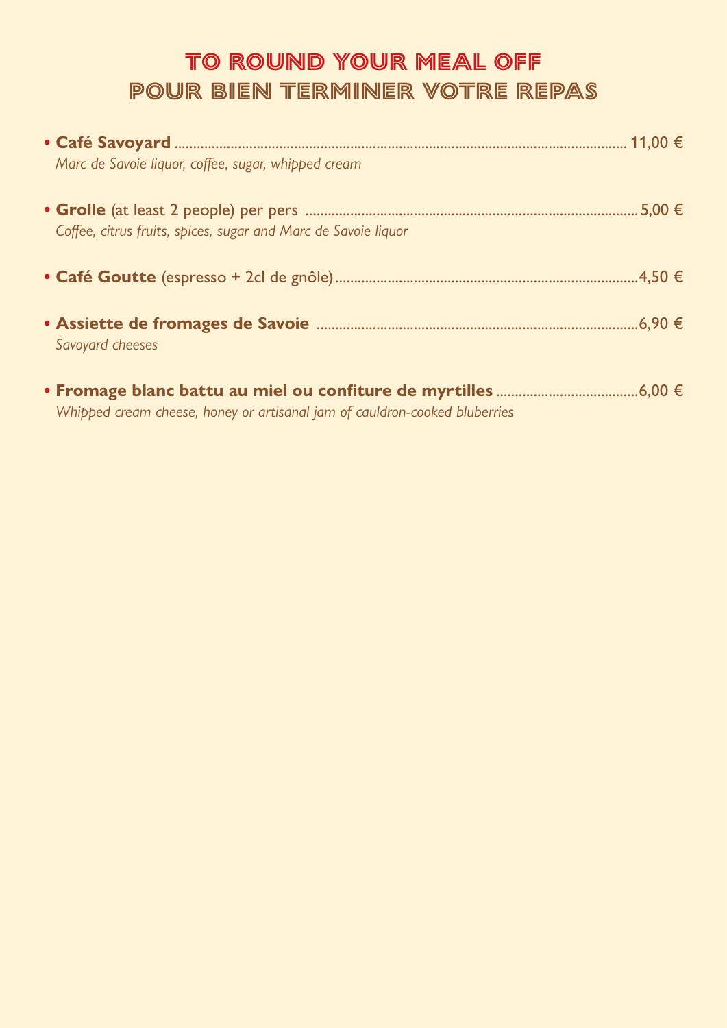# TO ROUND YOUR MEAL OFF
# POUR BIEN TERMINER VOTRE REPAS

- **Café Savoyard** ........ 11,00 €
  *Marc de Savoie liquor, coffee, sugar, whipped cream*

- **Grolle** (at least 2 people) per pers ........ 5,00 €
  *Coffee, citrus fruits, spices, sugar and Marc de Savoie liquor*

- **Café Goutte** (espresso + 2cl de gnôle) ........ 4,50 €

- **Assiette de fromages de Savoie** ........ 6,90 €
  *Savoyard cheeses*

- **Fromage blanc battu au miel ou confiture de myrtilles** ........ 6,00 €
  *Whipped cream cheese, honey or artisanal jam of cauldron-cooked bluberries*